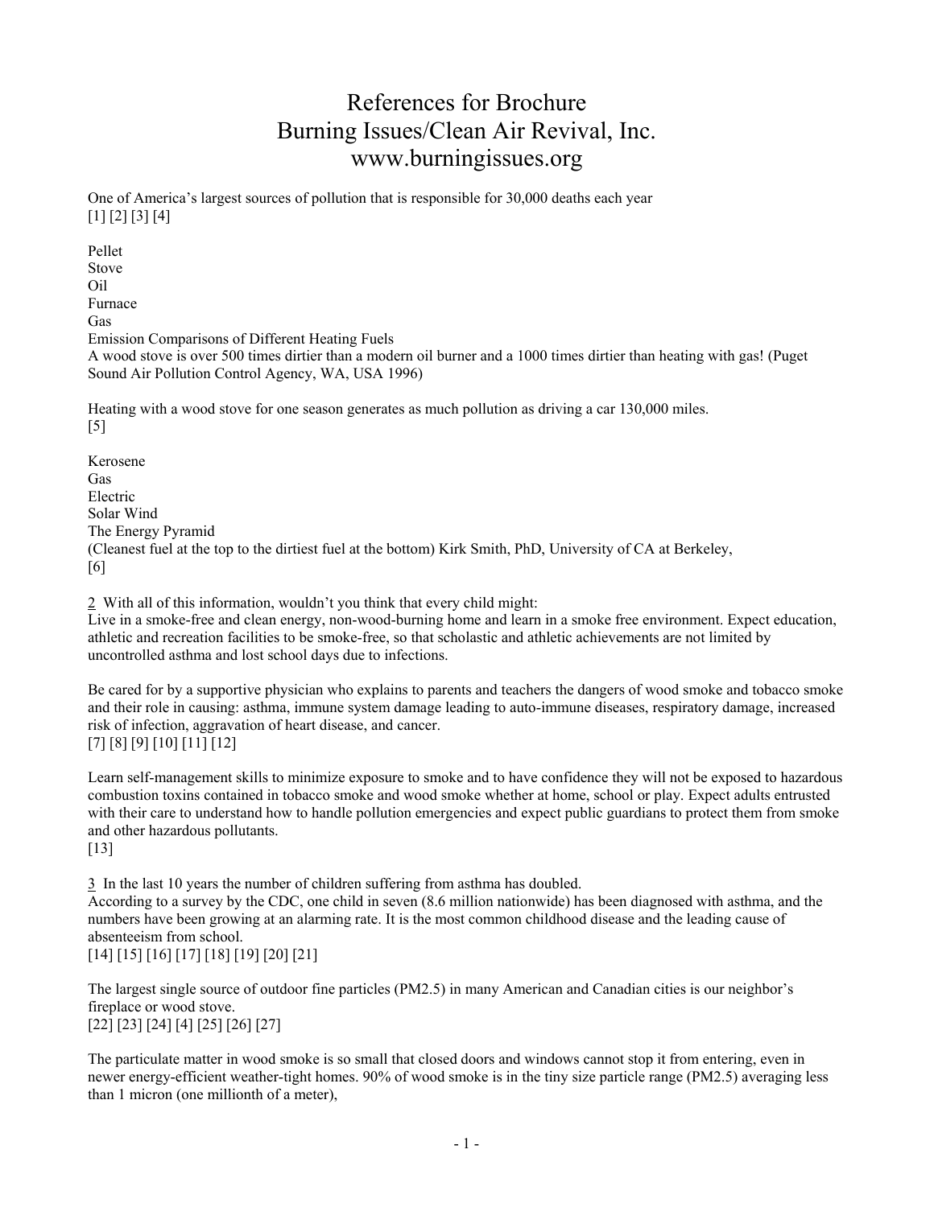# References for Brochure
# Burning Issues/Clean Air Revival, Inc.
# www.burningissues.org

One of America's largest sources of pollution that is responsible for 30,000 deaths each year
[1] [2] [3] [4]

Pellet
Stove
Oil
Furnace
Gas
Emission Comparisons of Different Heating Fuels
A wood stove is over 500 times dirtier than a modern oil burner and a 1000 times dirtier than heating with gas! (Puget Sound Air Pollution Control Agency, WA, USA 1996)

Heating with a wood stove for one season generates as much pollution as driving a car 130,000 miles.
[5]

Kerosene
Gas
Electric
Solar Wind
The Energy Pyramid
(Cleanest fuel at the top to the dirtiest fuel at the bottom) Kirk Smith, PhD, University of CA at Berkeley,
[6]

2 With all of this information, wouldn't you think that every child might:
Live in a smoke-free and clean energy, non-wood-burning home and learn in a smoke free environment. Expect education, athletic and recreation facilities to be smoke-free, so that scholastic and athletic achievements are not limited by uncontrolled asthma and lost school days due to infections.

Be cared for by a supportive physician who explains to parents and teachers the dangers of wood smoke and tobacco smoke and their role in causing: asthma, immune system damage leading to auto-immune diseases, respiratory damage, increased risk of infection, aggravation of heart disease, and cancer.
[7] [8] [9] [10] [11] [12]

Learn self-management skills to minimize exposure to smoke and to have confidence they will not be exposed to hazardous combustion toxins contained in tobacco smoke and wood smoke whether at home, school or play. Expect adults entrusted with their care to understand how to handle pollution emergencies and expect public guardians to protect them from smoke and other hazardous pollutants.
[13]

3 In the last 10 years the number of children suffering from asthma has doubled.
According to a survey by the CDC, one child in seven (8.6 million nationwide) has been diagnosed with asthma, and the numbers have been growing at an alarming rate. It is the most common childhood disease and the leading cause of absenteeism from school.
[14] [15] [16] [17] [18] [19] [20] [21]

The largest single source of outdoor fine particles (PM2.5) in many American and Canadian cities is our neighbor's fireplace or wood stove.
[22] [23] [24] [4] [25] [26] [27]

The particulate matter in wood smoke is so small that closed doors and windows cannot stop it from entering, even in newer energy-efficient weather-tight homes. 90% of wood smoke is in the tiny size particle range (PM2.5) averaging less than 1 micron (one millionth of a meter),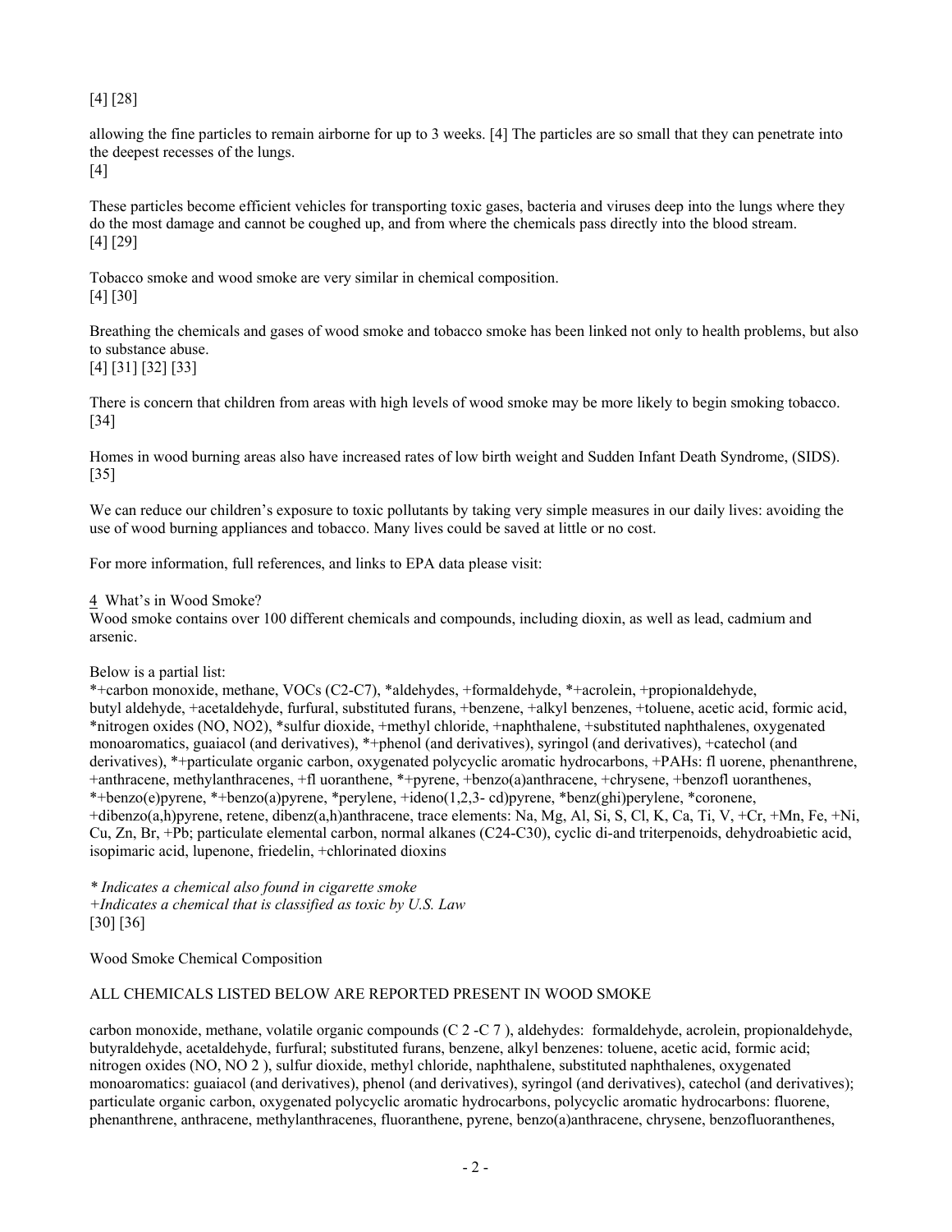[4] [28]

allowing the fine particles to remain airborne for up to 3 weeks. [4] The particles are so small that they can penetrate into the deepest recesses of the lungs.
[4]

These particles become efficient vehicles for transporting toxic gases, bacteria and viruses deep into the lungs where they do the most damage and cannot be coughed up, and from where the chemicals pass directly into the blood stream.
[4] [29]

Tobacco smoke and wood smoke are very similar in chemical composition.
[4] [30]

Breathing the chemicals and gases of wood smoke and tobacco smoke has been linked not only to health problems, but also to substance abuse.
[4] [31] [32] [33]

There is concern that children from areas with high levels of wood smoke may be more likely to begin smoking tobacco.
[34]

Homes in wood burning areas also have increased rates of low birth weight and Sudden Infant Death Syndrome, (SIDS).
[35]

We can reduce our children's exposure to toxic pollutants by taking very simple measures in our daily lives: avoiding the use of wood burning appliances and tobacco. Many lives could be saved at little or no cost.

For more information, full references, and links to EPA data please visit:

4 What's in Wood Smoke?
Wood smoke contains over 100 different chemicals and compounds, including dioxin, as well as lead, cadmium and arsenic.

Below is a partial list:
*+carbon monoxide, methane, VOCs (C2-C7), *aldehydes, +formaldehyde, *+acrolein, +propionaldehyde, butyl aldehyde, +acetaldehyde, furfural, substituted furans, +benzene, +alkyl benzenes, +toluene, acetic acid, formic acid, *nitrogen oxides (NO, NO2), *sulfur dioxide, +methyl chloride, +naphthalene, +substituted naphthalenes, oxygenated monoaromatics, guaiacol (and derivatives), *+phenol (and derivatives), syringol (and derivatives), +catechol (and derivatives), *+particulate organic carbon, oxygenated polycyclic aromatic hydrocarbons, +PAHs: fl uorene, phenanthrene, +anthracene, methylanthracenes, +fl uoranthene, *+pyrene, +benzo(a)anthracene, +chrysene, +benzofl uoranthenes, *+benzo(e)pyrene, *+benzo(a)pyrene, *perylene, +ideno(1,2,3- cd)pyrene, *benz(ghi)perylene, *coronene, +dibenzo(a,h)pyrene, retene, dibenz(a,h)anthracene, trace elements: Na, Mg, Al, Si, S, Cl, K, Ca, Ti, V, +Cr, +Mn, Fe, +Ni, Cu, Zn, Br, +Pb; particulate elemental carbon, normal alkanes (C24-C30), cyclic di-and triterpenoids, dehydroabietic acid, isopimaric acid, lupenone, friedelin, +chlorinated dioxins

*\* Indicates a chemical also found in cigarette smoke*
*+Indicates a chemical that is classified as toxic by U.S. Law*
[30] [36]

Wood Smoke Chemical Composition

ALL CHEMICALS LISTED BELOW ARE REPORTED PRESENT IN WOOD SMOKE

carbon monoxide, methane, volatile organic compounds ($C_2$-$C_7$), aldehydes: formaldehyde, acrolein, propionaldehyde, butyraldehyde, acetaldehyde, furfural; substituted furans, benzene, alkyl benzenes: toluene, acetic acid, formic acid; nitrogen oxides (NO, $NO_2$), sulfur dioxide, methyl chloride, naphthalene, substituted naphthalenes, oxygenated monoaromatics: guaiacol (and derivatives), phenol (and derivatives), syringol (and derivatives), catechol (and derivatives); particulate organic carbon, oxygenated polycyclic aromatic hydrocarbons, polycyclic aromatic hydrocarbons: fluorene, phenanthrene, anthracene, methylanthracenes, fluoranthene, pyrene, benzo(a)anthracene, chrysene, benzofluoranthenes,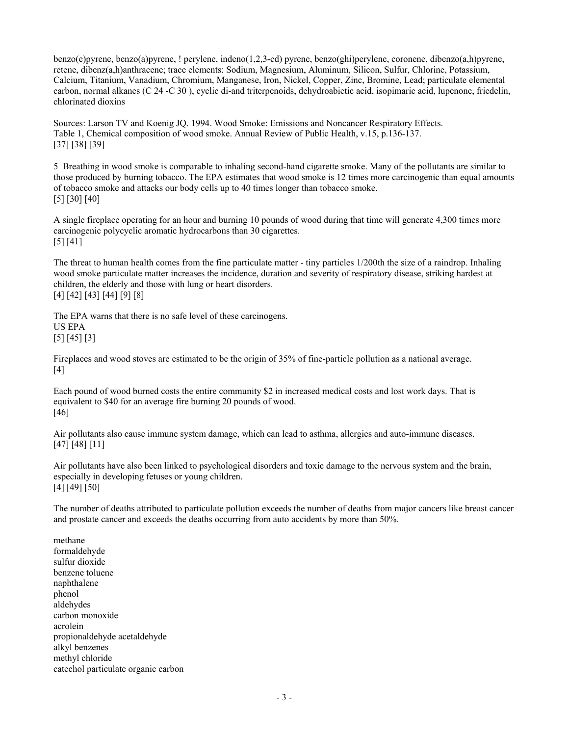benzo(e)pyrene, benzo(a)pyrene, ! perylene, indeno(1,2,3-cd) pyrene, benzo(ghi)perylene, coronene, dibenzo(a,h)pyrene, retene, dibenz(a,h)anthracene; trace elements: Sodium, Magnesium, Aluminum, Silicon, Sulfur, Chlorine, Potassium, Calcium, Titanium, Vanadium, Chromium, Manganese, Iron, Nickel, Copper, Zinc, Bromine, Lead; particulate elemental carbon, normal alkanes ($C_{24}$ -$C_{30}$ ), cyclic di-and triterpenoids, dehydroabietic acid, isopimaric acid, lupenone, friedelin, chlorinated dioxins

Sources: Larson TV and Koenig JQ. 1994. Wood Smoke: Emissions and Noncancer Respiratory Effects.
Table 1, Chemical composition of wood smoke. Annual Review of Public Health, v.15, p.136-137.
[37] [38] [39]

5 Breathing in wood smoke is comparable to inhaling second-hand cigarette smoke. Many of the pollutants are similar to those produced by burning tobacco. The EPA estimates that wood smoke is 12 times more carcinogenic than equal amounts of tobacco smoke and attacks our body cells up to 40 times longer than tobacco smoke.
[5] [30] [40]

A single fireplace operating for an hour and burning 10 pounds of wood during that time will generate 4,300 times more carcinogenic polycyclic aromatic hydrocarbons than 30 cigarettes.
[5] [41]

The threat to human health comes from the fine particulate matter - tiny particles 1/200th the size of a raindrop. Inhaling wood smoke particulate matter increases the incidence, duration and severity of respiratory disease, striking hardest at children, the elderly and those with lung or heart disorders.
[4] [42] [43] [44] [9] [8]

The EPA warns that there is no safe level of these carcinogens.
US EPA
[5] [45] [3]

Fireplaces and wood stoves are estimated to be the origin of 35% of fine-particle pollution as a national average.
[4]

Each pound of wood burned costs the entire community $2 in increased medical costs and lost work days. That is equivalent to $40 for an average fire burning 20 pounds of wood.
[46]

Air pollutants also cause immune system damage, which can lead to asthma, allergies and auto-immune diseases.
[47] [48] [11]

Air pollutants have also been linked to psychological disorders and toxic damage to the nervous system and the brain, especially in developing fetuses or young children.
[4] [49] [50]

The number of deaths attributed to particulate pollution exceeds the number of deaths from major cancers like breast cancer and prostate cancer and exceeds the deaths occurring from auto accidents by more than 50%.

methane
formaldehyde
sulfur dioxide
benzene toluene
naphthalene
phenol
aldehydes
carbon monoxide
acrolein
propionaldehyde acetaldehyde
alkyl benzenes
methyl chloride
catechol particulate organic carbon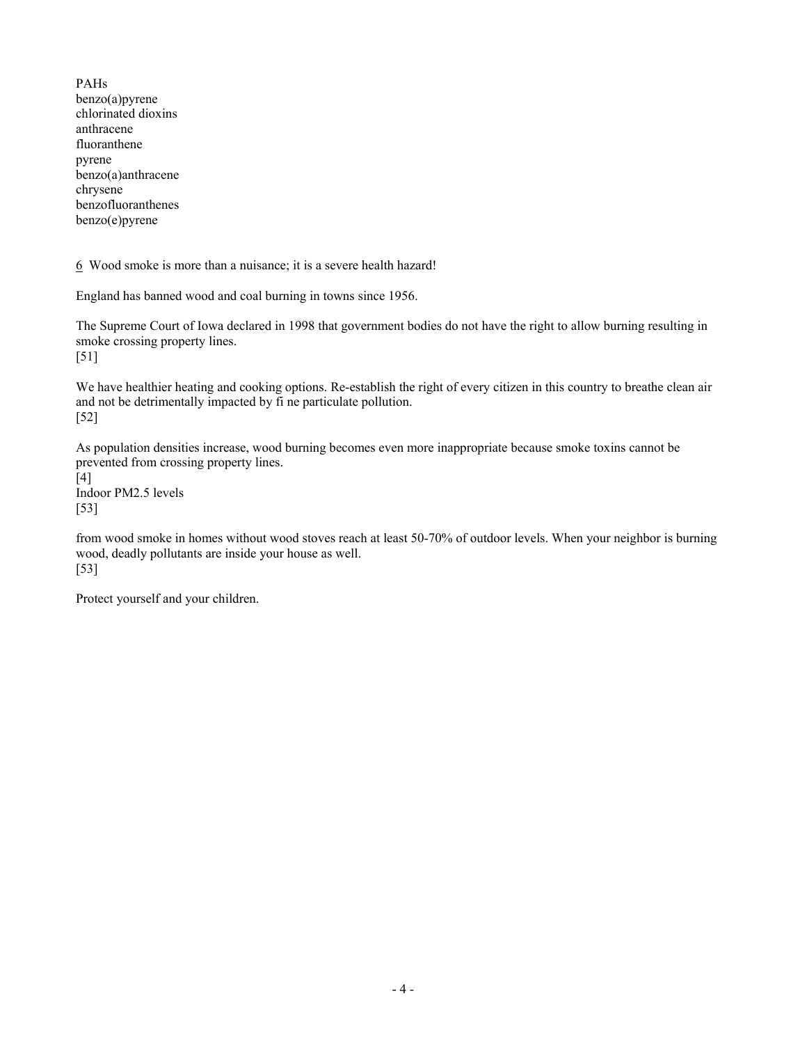PAHs
benzo(a)pyrene
chlorinated dioxins
anthracene
fluoranthene
pyrene
benzo(a)anthracene
chrysene
benzofluoranthenes
benzo(e)pyrene

6 Wood smoke is more than a nuisance; it is a severe health hazard!

England has banned wood and coal burning in towns since 1956.

The Supreme Court of Iowa declared in 1998 that government bodies do not have the right to allow burning resulting in smoke crossing property lines.
[51]

We have healthier heating and cooking options. Re-establish the right of every citizen in this country to breathe clean air and not be detrimentally impacted by fi ne particulate pollution.
[52]

As population densities increase, wood burning becomes even more inappropriate because smoke toxins cannot be prevented from crossing property lines.
[4]
Indoor PM2.5 levels
[53]

from wood smoke in homes without wood stoves reach at least 50-70% of outdoor levels. When your neighbor is burning wood, deadly pollutants are inside your house as well.
[53]

Protect yourself and your children.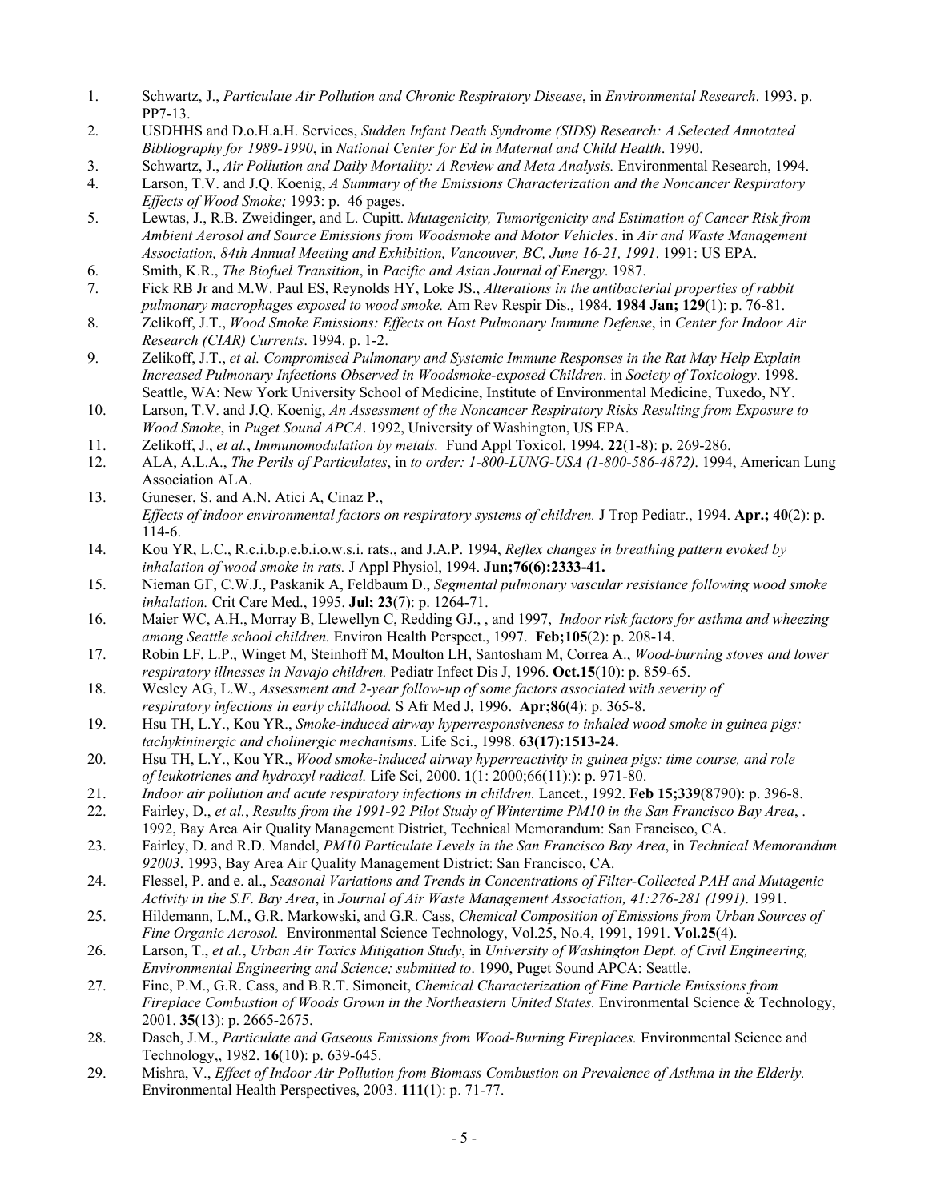1. Schwartz, J., *Particulate Air Pollution and Chronic Respiratory Disease*, in *Environmental Research*. 1993. p. PP7-13.
2. USDHHS and D.o.H.a.H. Services, *Sudden Infant Death Syndrome (SIDS) Research: A Selected Annotated Bibliography for 1989-1990*, in *National Center for Ed in Maternal and Child Health*. 1990.
3. Schwartz, J., *Air Pollution and Daily Mortality: A Review and Meta Analysis.* Environmental Research, 1994.
4. Larson, T.V. and J.Q. Koenig, *A Summary of the Emissions Characterization and the Noncancer Respiratory Effects of Wood Smoke;* 1993: p. 46 pages.
5. Lewtas, J., R.B. Zweidinger, and L. Cupitt. *Mutagenicity, Tumorigenicity and Estimation of Cancer Risk from Ambient Aerosol and Source Emissions from Woodsmoke and Motor Vehicles*. in *Air and Waste Management Association, 84th Annual Meeting and Exhibition, Vancouver, BC, June 16-21, 1991*. 1991: US EPA.
6. Smith, K.R., *The Biofuel Transition*, in *Pacific and Asian Journal of Energy*. 1987.
7. Fick RB Jr and M.W. Paul ES, Reynolds HY, Loke JS., *Alterations in the antibacterial properties of rabbit pulmonary macrophages exposed to wood smoke.* Am Rev Respir Dis., 1984. **1984 Jan; 129**(1): p. 76-81.
8. Zelikoff, J.T., *Wood Smoke Emissions: Effects on Host Pulmonary Immune Defense*, in *Center for Indoor Air Research (CIAR) Currents*. 1994. p. 1-2.
9. Zelikoff, J.T., *et al. Compromised Pulmonary and Systemic Immune Responses in the Rat May Help Explain Increased Pulmonary Infections Observed in Woodsmoke-exposed Children*. in *Society of Toxicology*. 1998. Seattle, WA: New York University School of Medicine, Institute of Environmental Medicine, Tuxedo, NY.
10. Larson, T.V. and J.Q. Koenig, *An Assessment of the Noncancer Respiratory Risks Resulting from Exposure to Wood Smoke*, in *Puget Sound APCA*. 1992, University of Washington, US EPA.
11. Zelikoff, J., *et al.*, *Immunomodulation by metals.* Fund Appl Toxicol, 1994. **22**(1-8): p. 269-286.
12. ALA, A.L.A., *The Perils of Particulates*, in *to order: 1-800-LUNG-USA (1-800-586-4872)*. 1994, American Lung Association ALA.
13. Guneser, S. and A.N. Atici A, Cinaz P., *Effects of indoor environmental factors on respiratory systems of children.* J Trop Pediatr., 1994. **Apr.; 40**(2): p. 114-6.
14. Kou YR, L.C., R.c.i.b.p.e.b.i.o.w.s.i. rats., and J.A.P. 1994, *Reflex changes in breathing pattern evoked by inhalation of wood smoke in rats.* J Appl Physiol, 1994. **Jun;76(6):2333-41.**
15. Nieman GF, C.W.J., Paskanik A, Feldbaum D., *Segmental pulmonary vascular resistance following wood smoke inhalation.* Crit Care Med., 1995. **Jul; 23**(7): p. 1264-71.
16. Maier WC, A.H., Morray B, Llewellyn C, Redding GJ., , and 1997, *Indoor risk factors for asthma and wheezing among Seattle school children.* Environ Health Perspect., 1997. **Feb;105**(2): p. 208-14.
17. Robin LF, L.P., Winget M, Steinhoff M, Moulton LH, Santosham M, Correa A., *Wood-burning stoves and lower respiratory illnesses in Navajo children.* Pediatr Infect Dis J, 1996. **Oct.15**(10): p. 859-65.
18. Wesley AG, L.W., *Assessment and 2-year follow-up of some factors associated with severity of respiratory infections in early childhood.* S Afr Med J, 1996. **Apr;86**(4): p. 365-8.
19. Hsu TH, L.Y., Kou YR., *Smoke-induced airway hyperresponsiveness to inhaled wood smoke in guinea pigs: tachykininergic and cholinergic mechanisms.* Life Sci., 1998. **63(17):1513-24.**
20. Hsu TH, L.Y., Kou YR., *Wood smoke-induced airway hyperreactivity in guinea pigs: time course, and role of leukotrienes and hydroxyl radical.* Life Sci, 2000. **1**(1: 2000;66(11):): p. 971-80.
21. *Indoor air pollution and acute respiratory infections in children.* Lancet., 1992. **Feb 15;339**(8790): p. 396-8.
22. Fairley, D., *et al.*, *Results from the 1991-92 Pilot Study of Wintertime PM10 in the San Francisco Bay Area*, . 1992, Bay Area Air Quality Management District, Technical Memorandum: San Francisco, CA.
23. Fairley, D. and R.D. Mandel, *PM10 Particulate Levels in the San Francisco Bay Area*, in *Technical Memorandum 92003*. 1993, Bay Area Air Quality Management District: San Francisco, CA.
24. Flessel, P. and e. al., *Seasonal Variations and Trends in Concentrations of Filter-Collected PAH and Mutagenic Activity in the S.F. Bay Area*, in *Journal of Air Waste Management Association, 41:276-281 (1991)*. 1991.
25. Hildemann, L.M., G.R. Markowski, and G.R. Cass, *Chemical Composition of Emissions from Urban Sources of Fine Organic Aerosol.* Environmental Science Technology, Vol.25, No.4, 1991, 1991. **Vol.25**(4).
26. Larson, T., *et al.*, *Urban Air Toxics Mitigation Study*, in *University of Washington Dept. of Civil Engineering, Environmental Engineering and Science; submitted to*. 1990, Puget Sound APCA: Seattle.
27. Fine, P.M., G.R. Cass, and B.R.T. Simoneit, *Chemical Characterization of Fine Particle Emissions from Fireplace Combustion of Woods Grown in the Northeastern United States.* Environmental Science & Technology, 2001. **35**(13): p. 2665-2675.
28. Dasch, J.M., *Particulate and Gaseous Emissions from Wood-Burning Fireplaces.* Environmental Science and Technology,, 1982. **16**(10): p. 639-645.
29. Mishra, V., *Effect of Indoor Air Pollution from Biomass Combustion on Prevalence of Asthma in the Elderly.* Environmental Health Perspectives, 2003. **111**(1): p. 71-77.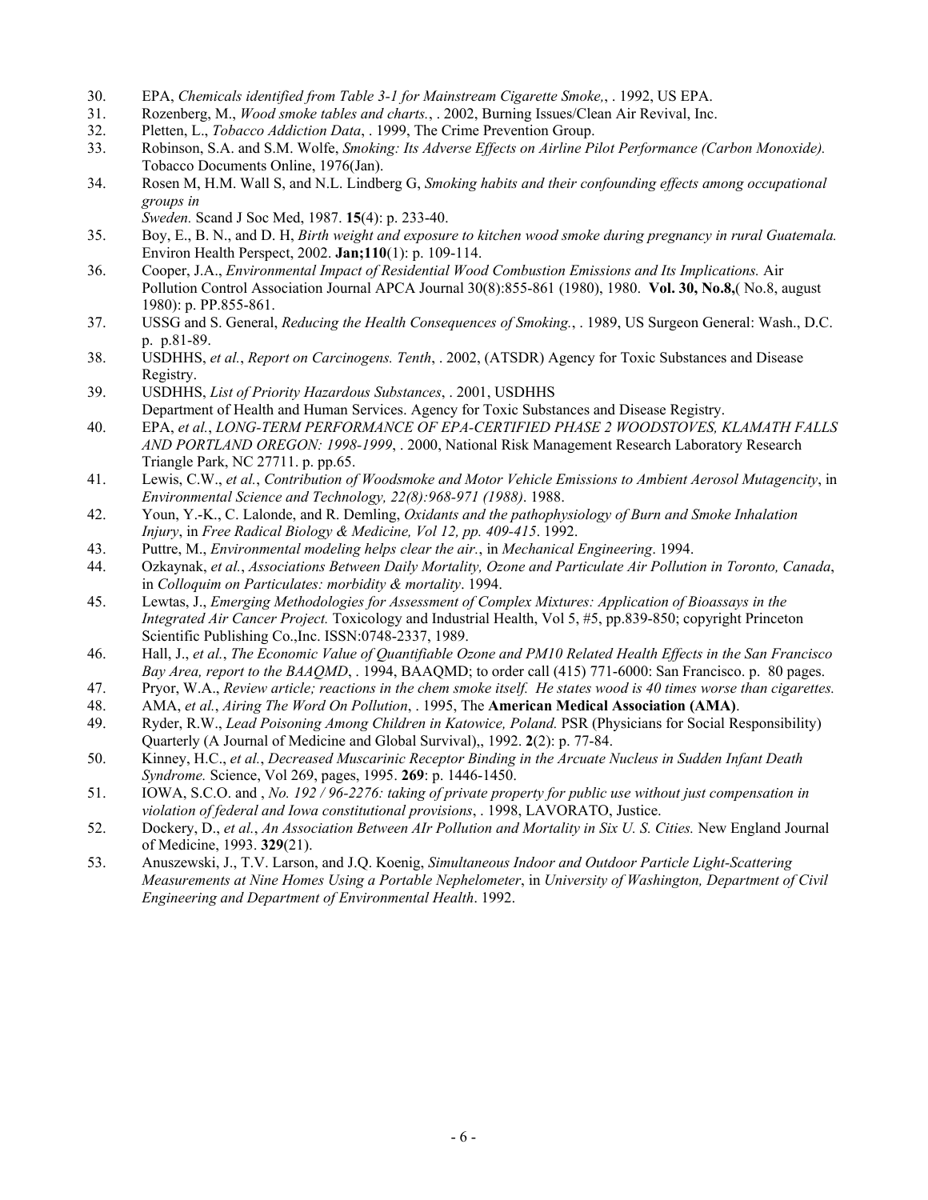30. EPA, *Chemicals identified from Table 3-1 for Mainstream Cigarette Smoke,*, . 1992, US EPA.
31. Rozenberg, M., *Wood smoke tables and charts.*, . 2002, Burning Issues/Clean Air Revival, Inc.
32. Pletten, L., *Tobacco Addiction Data*, . 1999, The Crime Prevention Group.
33. Robinson, S.A. and S.M. Wolfe, *Smoking: Its Adverse Effects on Airline Pilot Performance (Carbon Monoxide).* Tobacco Documents Online, 1976(Jan).
34. Rosen M, H.M. Wall S, and N.L. Lindberg G, *Smoking habits and their confounding effects among occupational groups in Sweden.* Scand J Soc Med, 1987. **15**(4): p. 233-40.
35. Boy, E., B. N., and D. H, *Birth weight and exposure to kitchen wood smoke during pregnancy in rural Guatemala.* Environ Health Perspect, 2002. **Jan;110**(1): p. 109-114.
36. Cooper, J.A., *Environmental Impact of Residential Wood Combustion Emissions and Its Implications.* Air Pollution Control Association Journal APCA Journal 30(8):855-861 (1980), 1980. **Vol. 30, No.8,**( No.8, august 1980): p. PP.855-861.
37. USSG and S. General, *Reducing the Health Consequences of Smoking.*, . 1989, US Surgeon General: Wash., D.C. p. p.81-89.
38. USDHHS, *et al.*, *Report on Carcinogens. Tenth*, . 2002, (ATSDR) Agency for Toxic Substances and Disease Registry.
39. USDHHS, *List of Priority Hazardous Substances*, . 2001, USDHHS Department of Health and Human Services. Agency for Toxic Substances and Disease Registry.
40. EPA, *et al.*, *LONG-TERM PERFORMANCE OF EPA-CERTIFIED PHASE 2 WOODSTOVES, KLAMATH FALLS AND PORTLAND OREGON: 1998-1999*, . 2000, National Risk Management Research Laboratory Research Triangle Park, NC 27711. p. pp.65.
41. Lewis, C.W., *et al.*, *Contribution of Woodsmoke and Motor Vehicle Emissions to Ambient Aerosol Mutagencity*, in *Environmental Science and Technology, 22(8):968-971 (1988)*. 1988.
42. Youn, Y.-K., C. Lalonde, and R. Demling, *Oxidants and the pathophysiology of Burn and Smoke Inhalation Injury*, in *Free Radical Biology & Medicine, Vol 12, pp. 409-415*. 1992.
43. Puttre, M., *Environmental modeling helps clear the air.*, in *Mechanical Engineering*. 1994.
44. Ozkaynak, *et al.*, *Associations Between Daily Mortality, Ozone and Particulate Air Pollution in Toronto, Canada*, in *Colloquim on Particulates: morbidity & mortality*. 1994.
45. Lewtas, J., *Emerging Methodologies for Assessment of Complex Mixtures: Application of Bioassays in the Integrated Air Cancer Project.* Toxicology and Industrial Health, Vol 5, #5, pp.839-850; copyright Princeton Scientific Publishing Co.,Inc. ISSN:0748-2337, 1989.
46. Hall, J., *et al.*, *The Economic Value of Quantifiable Ozone and PM10 Related Health Effects in the San Francisco Bay Area, report to the BAAQMD*, . 1994, BAAQMD; to order call (415) 771-6000: San Francisco. p. 80 pages.
47. Pryor, W.A., *Review article; reactions in the chem smoke itself. He states wood is 40 times worse than cigarettes.*
48. AMA, *et al.*, *Airing The Word On Pollution*, . 1995, The **American Medical Association (AMA)**.
49. Ryder, R.W., *Lead Poisoning Among Children in Katowice, Poland.* PSR (Physicians for Social Responsibility) Quarterly (A Journal of Medicine and Global Survival),, 1992. **2**(2): p. 77-84.
50. Kinney, H.C., *et al.*, *Decreased Muscarinic Receptor Binding in the Arcuate Nucleus in Sudden Infant Death Syndrome.* Science, Vol 269, pages, 1995. **269**: p. 1446-1450.
51. IOWA, S.C.O. and , *No. 192 / 96-2276: taking of private property for public use without just compensation in violation of federal and Iowa constitutional provisions*, . 1998, LAVORATO, Justice.
52. Dockery, D., *et al.*, *An Association Between AIr Pollution and Mortality in Six U. S. Cities.* New England Journal of Medicine, 1993. **329**(21).
53. Anuszewski, J., T.V. Larson, and J.Q. Koenig, *Simultaneous Indoor and Outdoor Particle Light-Scattering Measurements at Nine Homes Using a Portable Nephelometer*, in *University of Washington, Department of Civil Engineering and Department of Environmental Health*. 1992.